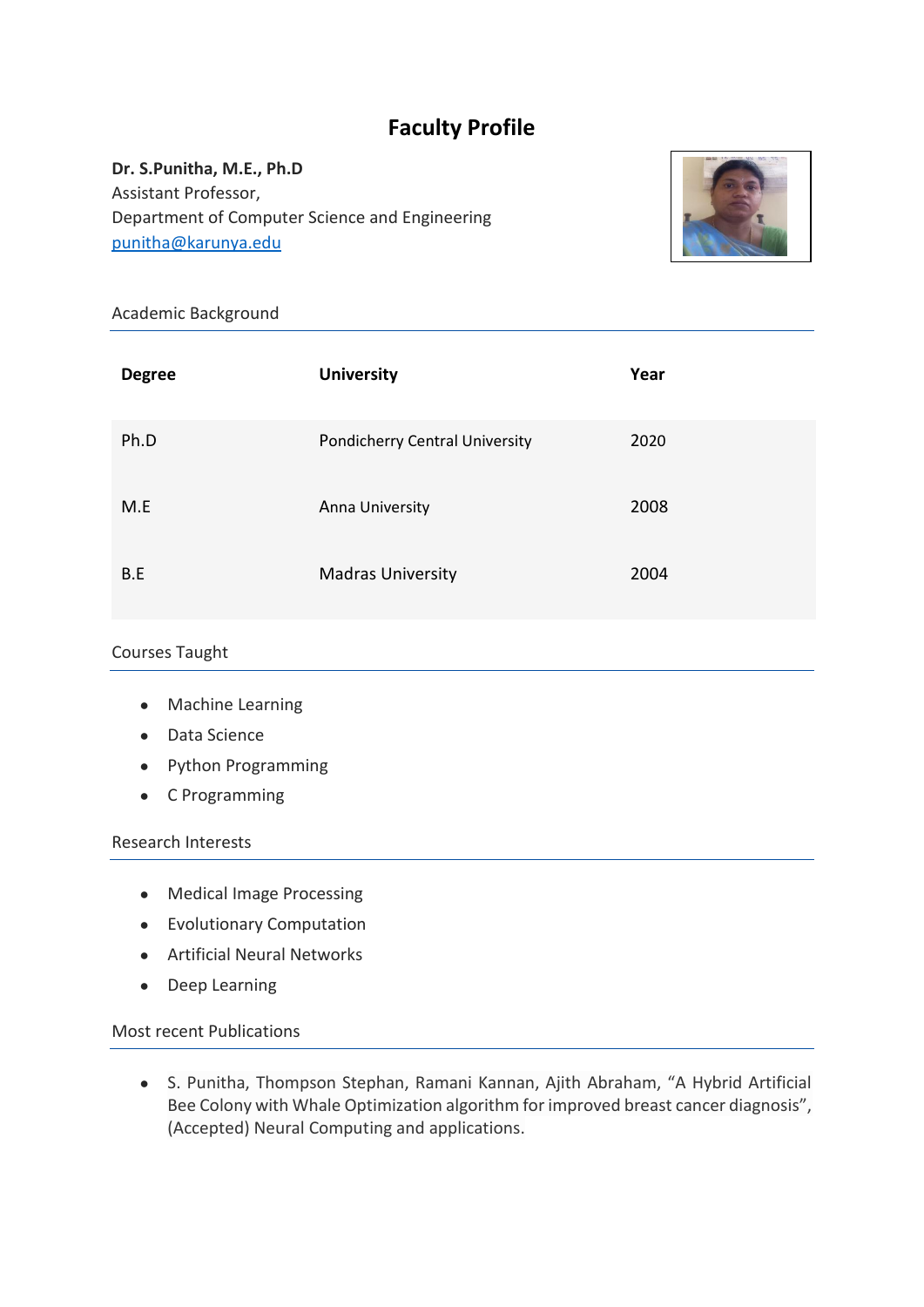# Faculty Profile

**Dr. S.Punitha, M.E., Ph.D**
Assistant Professor,
Department of Computer Science and Engineering
punitha@karunya.edu

## Academic Background

| Degree | University | Year |
|---|---|---|
| Ph.D | Pondicherry Central University | 2020 |
| M.E | Anna University | 2008 |
| B.E | Madras University | 2004 |

## Courses Taught

- Machine Learning
- Data Science
- Python Programming
- C Programming

## Research Interests

- Medical Image Processing
- Evolutionary Computation
- Artificial Neural Networks
- Deep Learning

## Most recent Publications

- S. Punitha, Thompson Stephan, Ramani Kannan, Ajith Abraham, "A Hybrid Artificial Bee Colony with Whale Optimization algorithm for improved breast cancer diagnosis", (Accepted) Neural Computing and applications.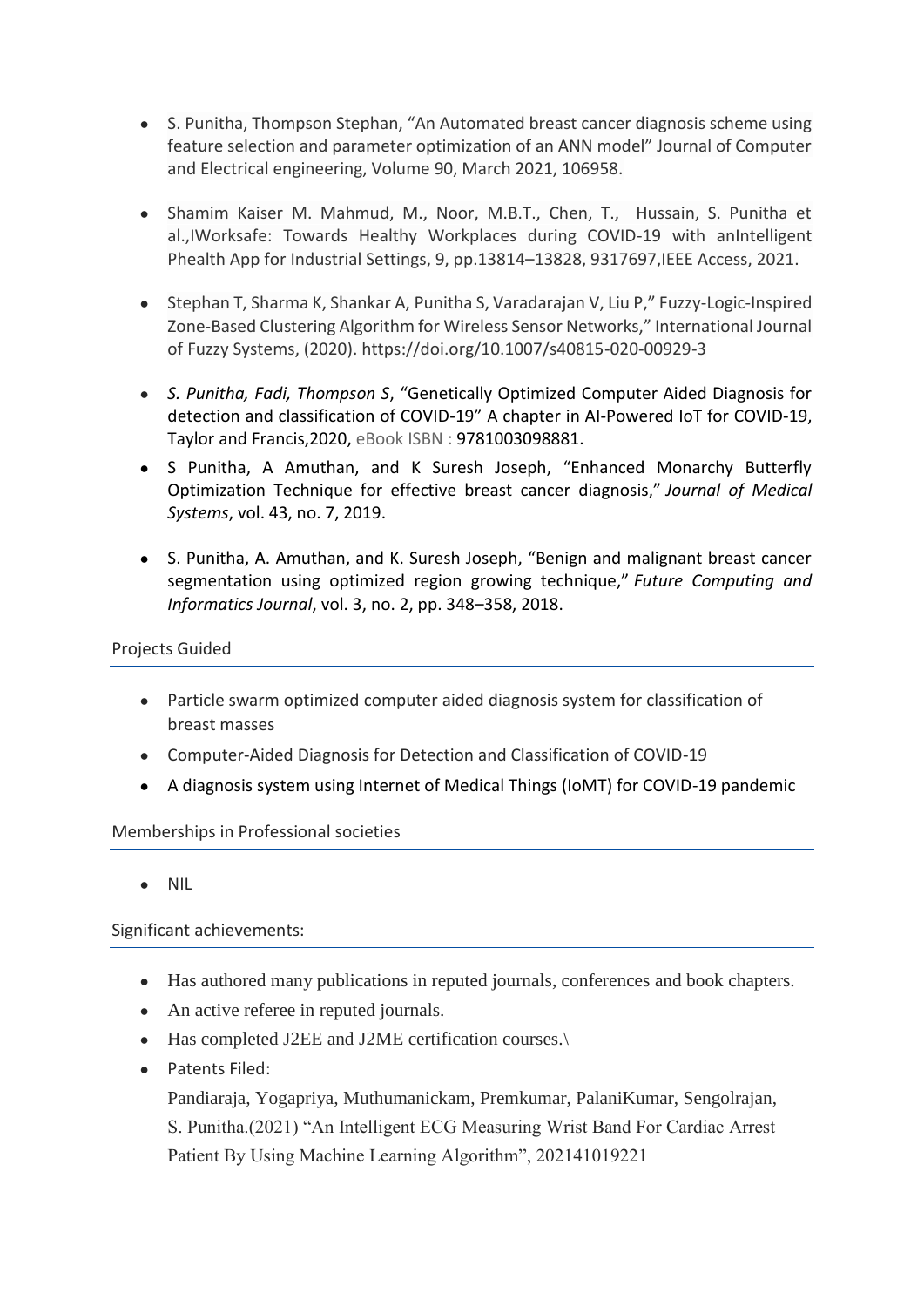- S. Punitha, Thompson Stephan, "An Automated breast cancer diagnosis scheme using feature selection and parameter optimization of an ANN model" Journal of Computer and Electrical engineering, Volume 90, March 2021, 106958.
- Shamim Kaiser M. Mahmud, M., Noor, M.B.T., Chen, T., Hussain, S. Punitha et al.,IWorksafe: Towards Healthy Workplaces during COVID-19 with anIntelligent Phealth App for Industrial Settings, 9, pp.13814–13828, 9317697,IEEE Access, 2021.
- Stephan T, Sharma K, Shankar A, Punitha S, Varadarajan V, Liu P," Fuzzy-Logic-Inspired Zone-Based Clustering Algorithm for Wireless Sensor Networks," International Journal of Fuzzy Systems, (2020). https://doi.org/10.1007/s40815-020-00929-3
- *S. Punitha, Fadi, Thompson S*, "Genetically Optimized Computer Aided Diagnosis for detection and classification of COVID-19" A chapter in AI-Powered IoT for COVID-19, Taylor and Francis,2020, eBook ISBN : 9781003098881.
- S Punitha, A Amuthan, and K Suresh Joseph, "Enhanced Monarchy Butterfly Optimization Technique for effective breast cancer diagnosis," *Journal of Medical Systems*, vol. 43, no. 7, 2019.
- S. Punitha, A. Amuthan, and K. Suresh Joseph, "Benign and malignant breast cancer segmentation using optimized region growing technique," *Future Computing and Informatics Journal*, vol. 3, no. 2, pp. 348–358, 2018.

## Projects Guided

- Particle swarm optimized computer aided diagnosis system for classification of breast masses
- Computer-Aided Diagnosis for Detection and Classification of COVID-19
- A diagnosis system using Internet of Medical Things (IoMT) for COVID-19 pandemic

## Memberships in Professional societies

- NIL

## Significant achievements:

- Has authored many publications in reputed journals, conferences and book chapters.
- An active referee in reputed journals.
- Has completed J2EE and J2ME certification courses.\
- Patents Filed:

  Pandiaraja, Yogapriya, Muthumanickam, Premkumar, PalaniKumar, Sengolrajan, S. Punitha.(2021) "An Intelligent ECG Measuring Wrist Band For Cardiac Arrest Patient By Using Machine Learning Algorithm", 202141019221